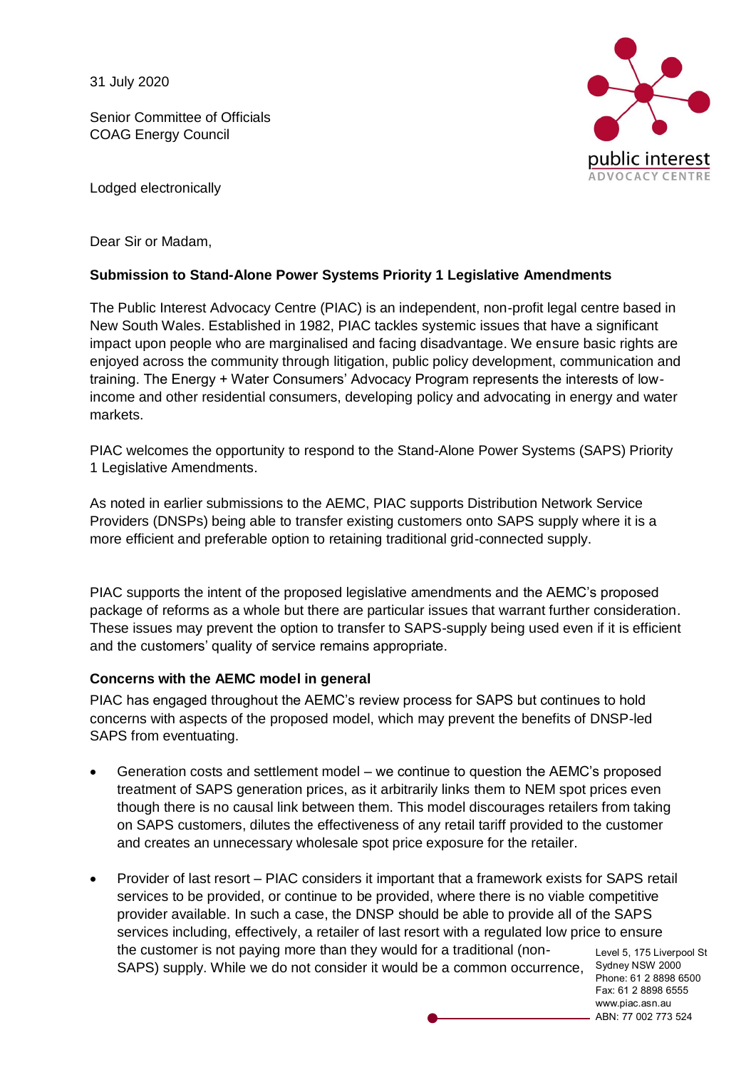31 July 2020

Senior Committee of Officials
COAG Energy Council

Lodged electronically

Dear Sir or Madam,

**Submission to Stand-Alone Power Systems Priority 1 Legislative Amendments**

The Public Interest Advocacy Centre (PIAC) is an independent, non-profit legal centre based in New South Wales. Established in 1982, PIAC tackles systemic issues that have a significant impact upon people who are marginalised and facing disadvantage. We ensure basic rights are enjoyed across the community through litigation, public policy development, communication and training. The Energy + Water Consumers' Advocacy Program represents the interests of low-income and other residential consumers, developing policy and advocating in energy and water markets.

PIAC welcomes the opportunity to respond to the Stand-Alone Power Systems (SAPS) Priority 1 Legislative Amendments.

As noted in earlier submissions to the AEMC, PIAC supports Distribution Network Service Providers (DNSPs) being able to transfer existing customers onto SAPS supply where it is a more efficient and preferable option to retaining traditional grid-connected supply.

PIAC supports the intent of the proposed legislative amendments and the AEMC's proposed package of reforms as a whole but there are particular issues that warrant further consideration. These issues may prevent the option to transfer to SAPS-supply being used even if it is efficient and the customers' quality of service remains appropriate.

**Concerns with the AEMC model in general**

PIAC has engaged throughout the AEMC's review process for SAPS but continues to hold concerns with aspects of the proposed model, which may prevent the benefits of DNSP-led SAPS from eventuating.

- Generation costs and settlement model – we continue to question the AEMC's proposed treatment of SAPS generation prices, as it arbitrarily links them to NEM spot prices even though there is no causal link between them. This model discourages retailers from taking on SAPS customers, dilutes the effectiveness of any retail tariff provided to the customer and creates an unnecessary wholesale spot price exposure for the retailer.
- Provider of last resort – PIAC considers it important that a framework exists for SAPS retail services to be provided, or continue to be provided, where there is no viable competitive provider available. In such a case, the DNSP should be able to provide all of the SAPS services including, effectively, a retailer of last resort with a regulated low price to ensure the customer is not paying more than they would for a traditional (non-SAPS) supply. While we do not consider it would be a common occurrence,

Level 5, 175 Liverpool St
Sydney NSW 2000
Phone: 61 2 8898 6500
Fax: 61 2 8898 6555
www.piac.asn.au
ABN: 77 002 773 524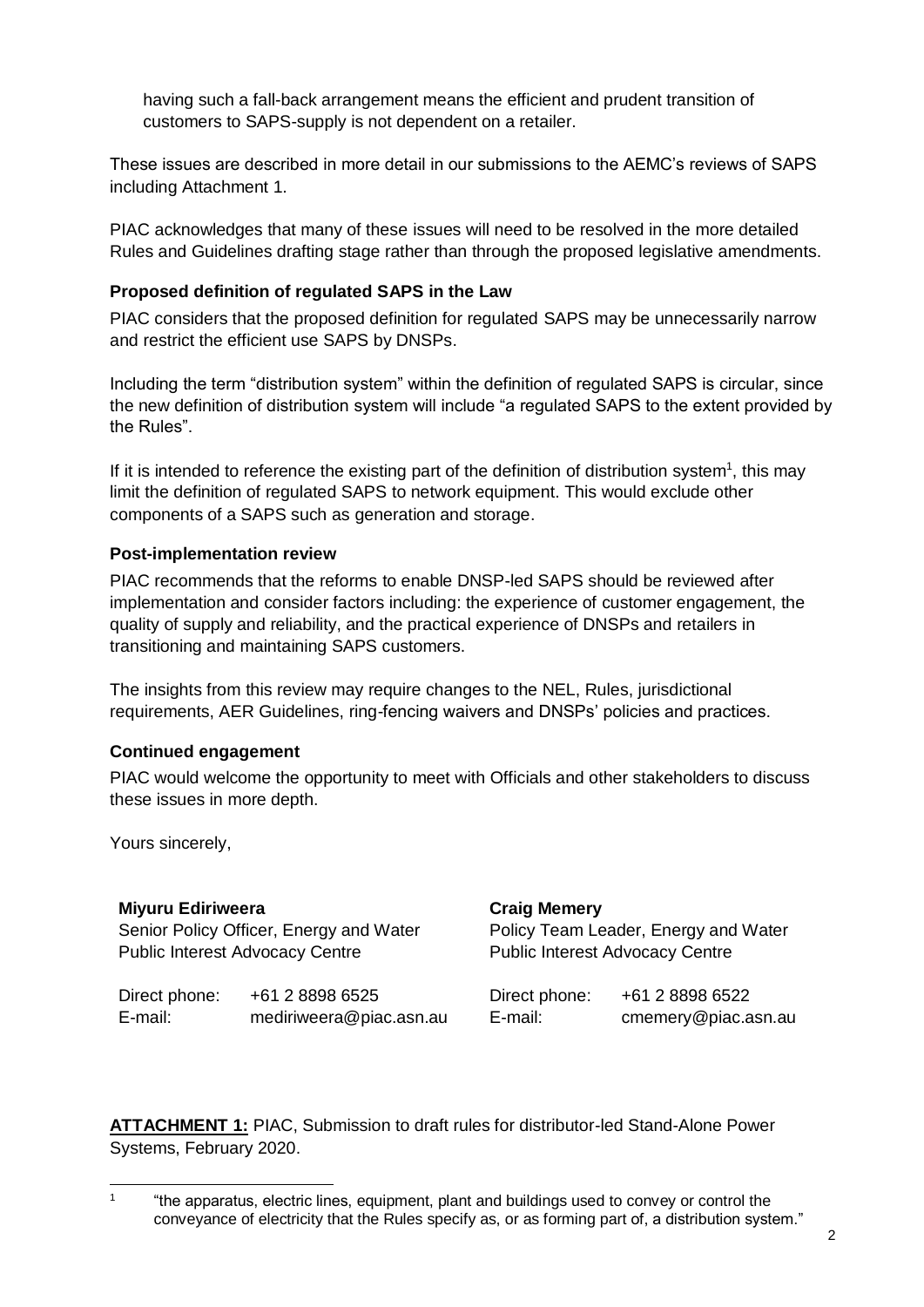having such a fall-back arrangement means the efficient and prudent transition of customers to SAPS-supply is not dependent on a retailer.

These issues are described in more detail in our submissions to the AEMC's reviews of SAPS including Attachment 1.

PIAC acknowledges that many of these issues will need to be resolved in the more detailed Rules and Guidelines drafting stage rather than through the proposed legislative amendments.

**Proposed definition of regulated SAPS in the Law**

PIAC considers that the proposed definition for regulated SAPS may be unnecessarily narrow and restrict the efficient use SAPS by DNSPs.

Including the term "distribution system" within the definition of regulated SAPS is circular, since the new definition of distribution system will include "a regulated SAPS to the extent provided by the Rules".

If it is intended to reference the existing part of the definition of distribution system[1], this may limit the definition of regulated SAPS to network equipment. This would exclude other components of a SAPS such as generation and storage.

**Post-implementation review**

PIAC recommends that the reforms to enable DNSP-led SAPS should be reviewed after implementation and consider factors including: the experience of customer engagement, the quality of supply and reliability, and the practical experience of DNSPs and retailers in transitioning and maintaining SAPS customers.

The insights from this review may require changes to the NEL, Rules, jurisdictional requirements, AER Guidelines, ring-fencing waivers and DNSPs' policies and practices.

**Continued engagement**

PIAC would welcome the opportunity to meet with Officials and other stakeholders to discuss these issues in more depth.

Yours sincerely,

**Miyuru Ediriweera**
Senior Policy Officer, Energy and Water
Public Interest Advocacy Centre

Direct phone: +61 2 8898 6525
E-mail: mediriweera@piac.asn.au

**Craig Memery**
Policy Team Leader, Energy and Water
Public Interest Advocacy Centre

Direct phone: +61 2 8898 6522
E-mail: cmemery@piac.asn.au

**ATTACHMENT 1:** PIAC, Submission to draft rules for distributor-led Stand-Alone Power Systems, February 2020.

[1] "the apparatus, electric lines, equipment, plant and buildings used to convey or control the conveyance of electricity that the Rules specify as, or as forming part of, a distribution system."